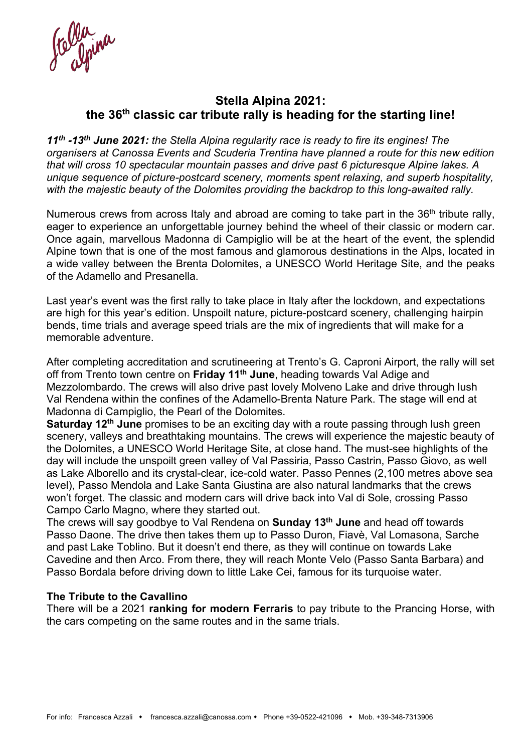# Stella Alpina 2021:
# the 36th classic car tribute rally is heading for the starting line!

***11th -13th June 2021:*** *the Stella Alpina regularity race is ready to fire its engines! The organisers at Canossa Events and Scuderia Trentina have planned a route for this new edition that will cross 10 spectacular mountain passes and drive past 6 picturesque Alpine lakes. A unique sequence of picture-postcard scenery, moments spent relaxing, and superb hospitality, with the majestic beauty of the Dolomites providing the backdrop to this long-awaited rally.*

Numerous crews from across Italy and abroad are coming to take part in the 36th tribute rally, eager to experience an unforgettable journey behind the wheel of their classic or modern car. Once again, marvellous Madonna di Campiglio will be at the heart of the event, the splendid Alpine town that is one of the most famous and glamorous destinations in the Alps, located in a wide valley between the Brenta Dolomites, a UNESCO World Heritage Site, and the peaks of the Adamello and Presanella.

Last year's event was the first rally to take place in Italy after the lockdown, and expectations are high for this year's edition. Unspoilt nature, picture-postcard scenery, challenging hairpin bends, time trials and average speed trials are the mix of ingredients that will make for a memorable adventure.

After completing accreditation and scrutineering at Trento's G. Caproni Airport, the rally will set off from Trento town centre on **Friday 11th June**, heading towards Val Adige and Mezzolombardo. The crews will also drive past lovely Molveno Lake and drive through lush Val Rendena within the confines of the Adamello-Brenta Nature Park. The stage will end at Madonna di Campiglio, the Pearl of the Dolomites.

**Saturday 12th June** promises to be an exciting day with a route passing through lush green scenery, valleys and breathtaking mountains. The crews will experience the majestic beauty of the Dolomites, a UNESCO World Heritage Site, at close hand. The must-see highlights of the day will include the unspoilt green valley of Val Passiria, Passo Castrin, Passo Giovo, as well as Lake Alborello and its crystal-clear, ice-cold water. Passo Pennes (2,100 metres above sea level), Passo Mendola and Lake Santa Giustina are also natural landmarks that the crews won't forget. The classic and modern cars will drive back into Val di Sole, crossing Passo Campo Carlo Magno, where they started out.

The crews will say goodbye to Val Rendena on **Sunday 13th June** and head off towards Passo Daone. The drive then takes them up to Passo Duron, Fiavè, Val Lomasona, Sarche and past Lake Toblino. But it doesn't end there, as they will continue on towards Lake Cavedine and then Arco. From there, they will reach Monte Velo (Passo Santa Barbara) and Passo Bordala before driving down to little Lake Cei, famous for its turquoise water.

### The Tribute to the Cavallino

There will be a 2021 **ranking for modern Ferraris** to pay tribute to the Prancing Horse, with the cars competing on the same routes and in the same trials.

For info: Francesca Azzali • francesca.azzali@canossa.com • Phone +39-0522-421096 • Mob. +39-348-7313906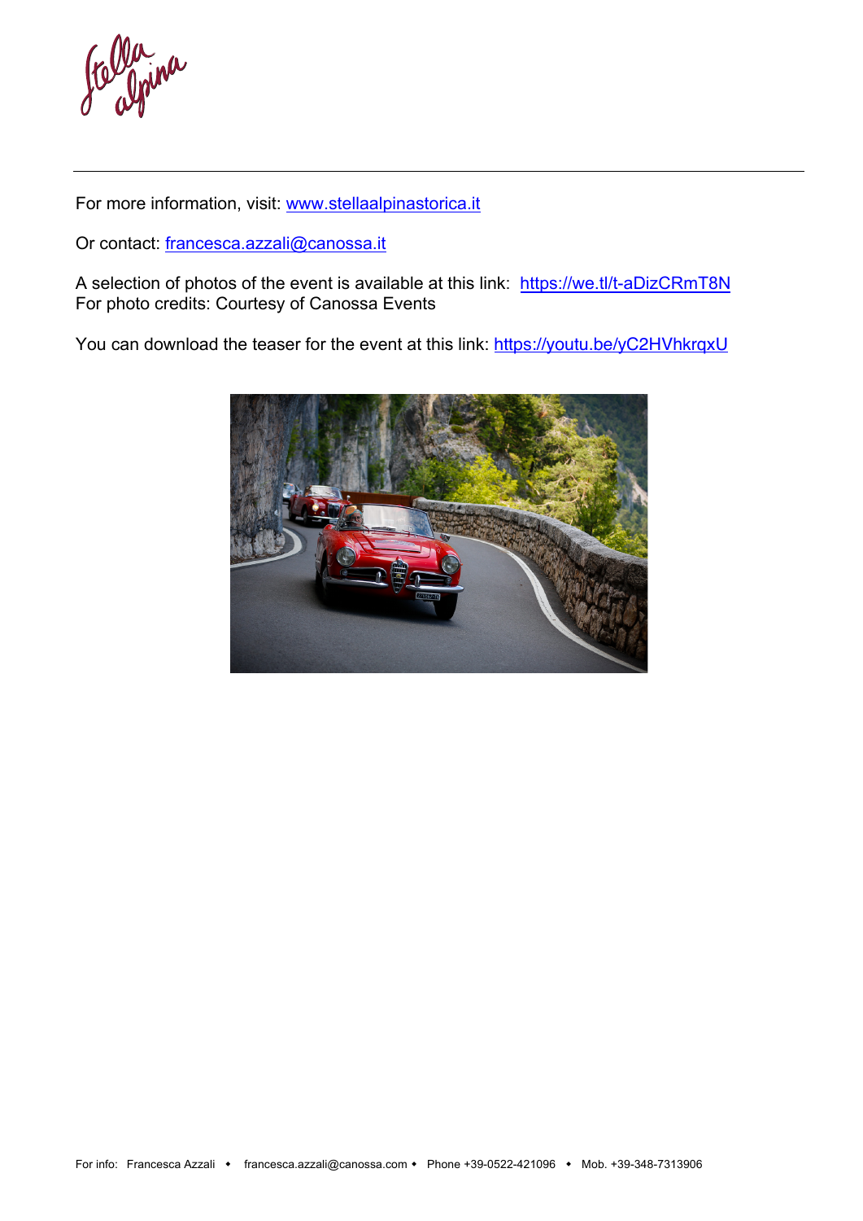For more information, visit: www.stellaalpinastorica.it

Or contact: francesca.azzali@canossa.it

A selection of photos of the event is available at this link: https://we.tl/t-aDizCRmT8N
For photo credits: Courtesy of Canossa Events

You can download the teaser for the event at this link: https://youtu.be/yC2HVhkrqxU

For info: Francesca Azzali • francesca.azzali@canossa.com • Phone +39-0522-421096 • Mob. +39-348-7313906